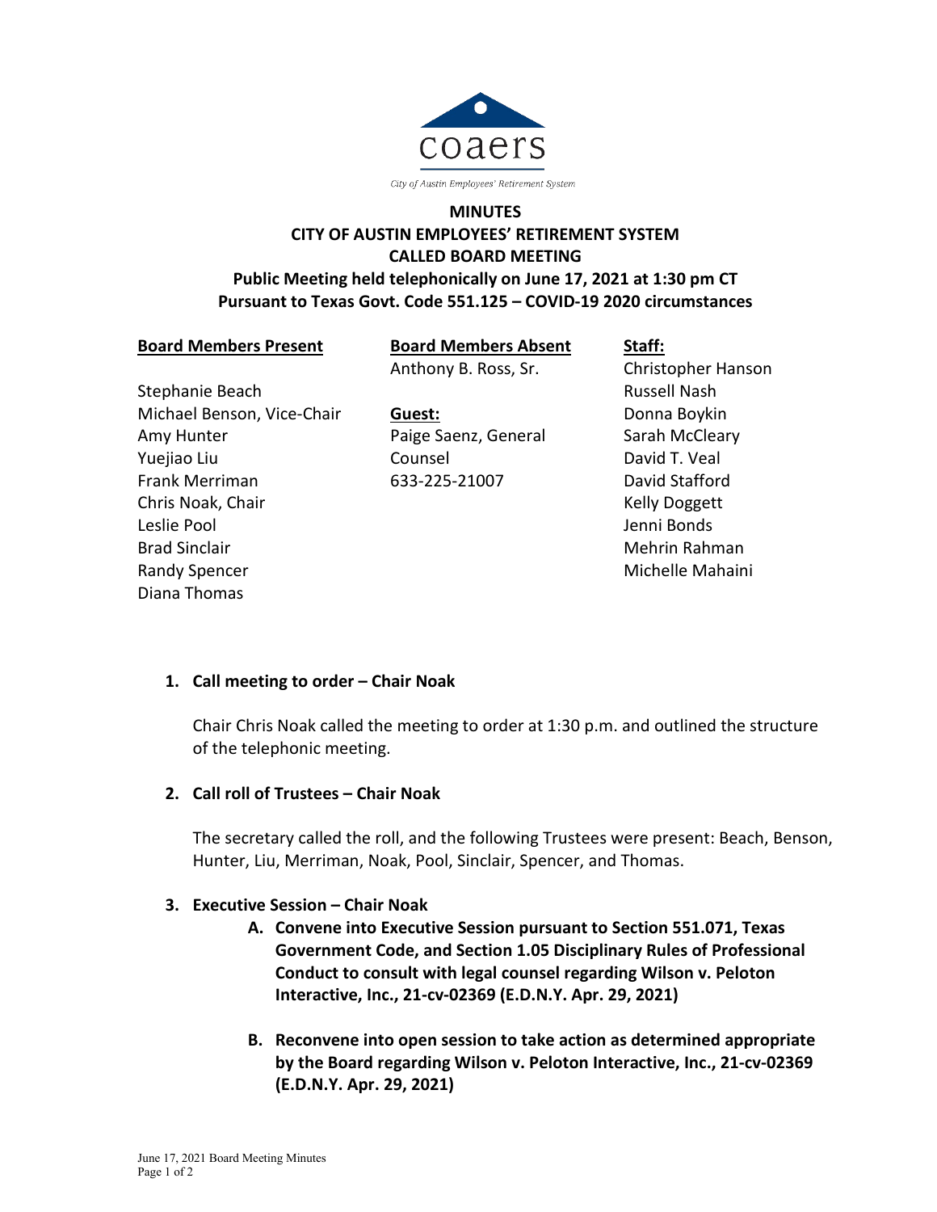coaers

City of Austin Employees' Retirement System

# MINUTES
## CITY OF AUSTIN EMPLOYEES' RETIREMENT SYSTEM
## CALLED BOARD MEETING
### Public Meeting held telephonically on June 17, 2021 at 1:30 pm CT
### Pursuant to Texas Govt. Code 551.125 – COVID-19 2020 circumstances

**Board Members Present**

Stephanie Beach
Michael Benson, Vice-Chair
Amy Hunter
Yuejiao Liu
Frank Merriman
Chris Noak, Chair
Leslie Pool
Brad Sinclair
Randy Spencer
Diana Thomas

**Board Members Absent**

Anthony B. Ross, Sr.

**Guest:**

Paige Saenz, General Counsel
633-225-21007

**Staff:**

Christopher Hanson
Russell Nash
Donna Boykin
Sarah McCleary
David T. Veal
David Stafford
Kelly Doggett
Jenni Bonds
Mehrin Rahman
Michelle Mahaini

1. **Call meeting to order – Chair Noak**

   Chair Chris Noak called the meeting to order at 1:30 p.m. and outlined the structure of the telephonic meeting.

2. **Call roll of Trustees – Chair Noak**

   The secretary called the roll, and the following Trustees were present: Beach, Benson, Hunter, Liu, Merriman, Noak, Pool, Sinclair, Spencer, and Thomas.

3. **Executive Session – Chair Noak**

   A. **Convene into Executive Session pursuant to Section 551.071, Texas Government Code, and Section 1.05 Disciplinary Rules of Professional Conduct to consult with legal counsel regarding Wilson v. Peloton Interactive, Inc., 21-cv-02369 (E.D.N.Y. Apr. 29, 2021)**

   B. **Reconvene into open session to take action as determined appropriate by the Board regarding Wilson v. Peloton Interactive, Inc., 21-cv-02369 (E.D.N.Y. Apr. 29, 2021)**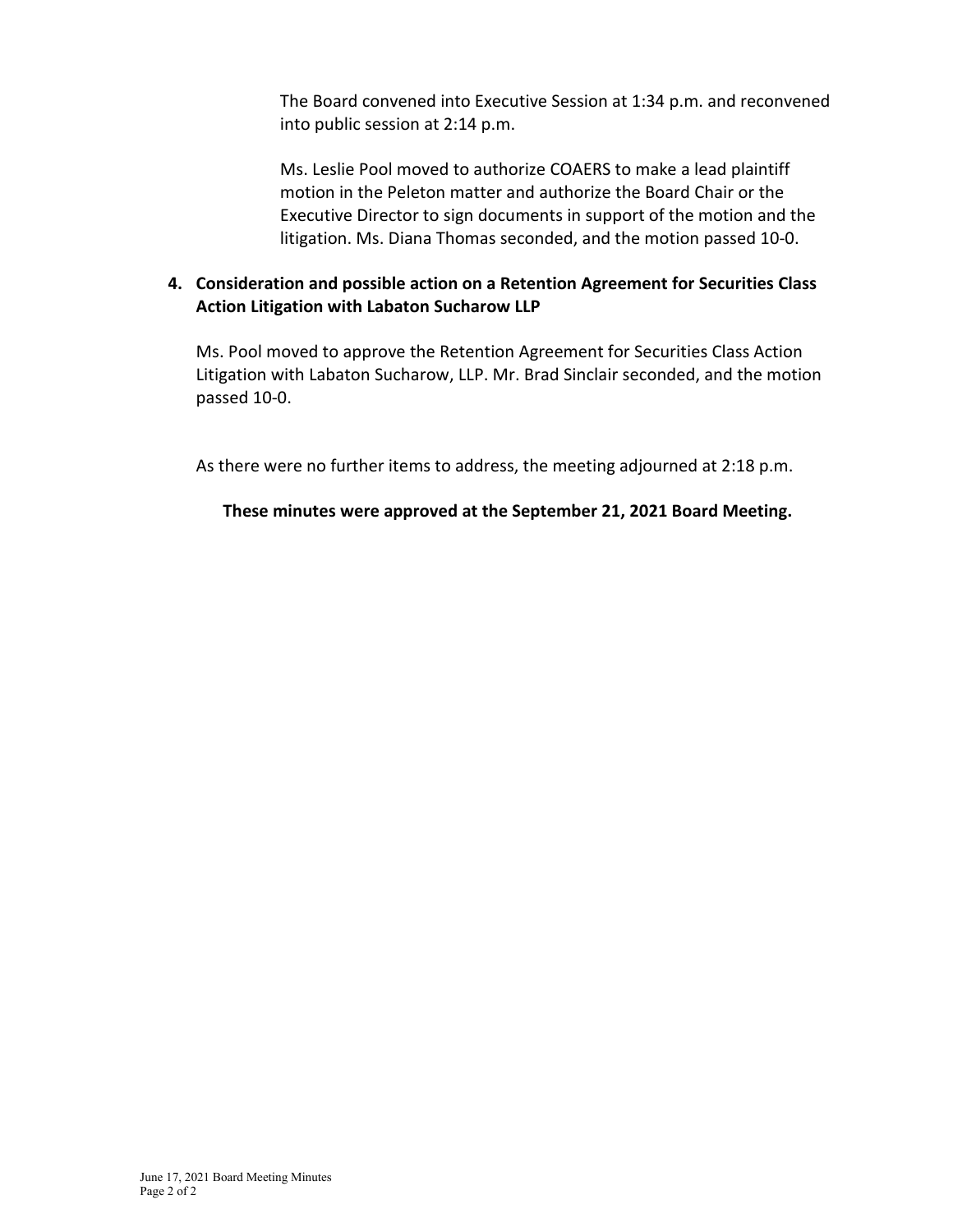The Board convened into Executive Session at 1:34 p.m. and reconvened into public session at 2:14 p.m.

Ms. Leslie Pool moved to authorize COAERS to make a lead plaintiff motion in the Peleton matter and authorize the Board Chair or the Executive Director to sign documents in support of the motion and the litigation. Ms. Diana Thomas seconded, and the motion passed 10-0.

**4. Consideration and possible action on a Retention Agreement for Securities Class Action Litigation with Labaton Sucharow LLP**

Ms. Pool moved to approve the Retention Agreement for Securities Class Action Litigation with Labaton Sucharow, LLP. Mr. Brad Sinclair seconded, and the motion passed 10-0.

As there were no further items to address, the meeting adjourned at 2:18 p.m.

**These minutes were approved at the September 21, 2021 Board Meeting.**